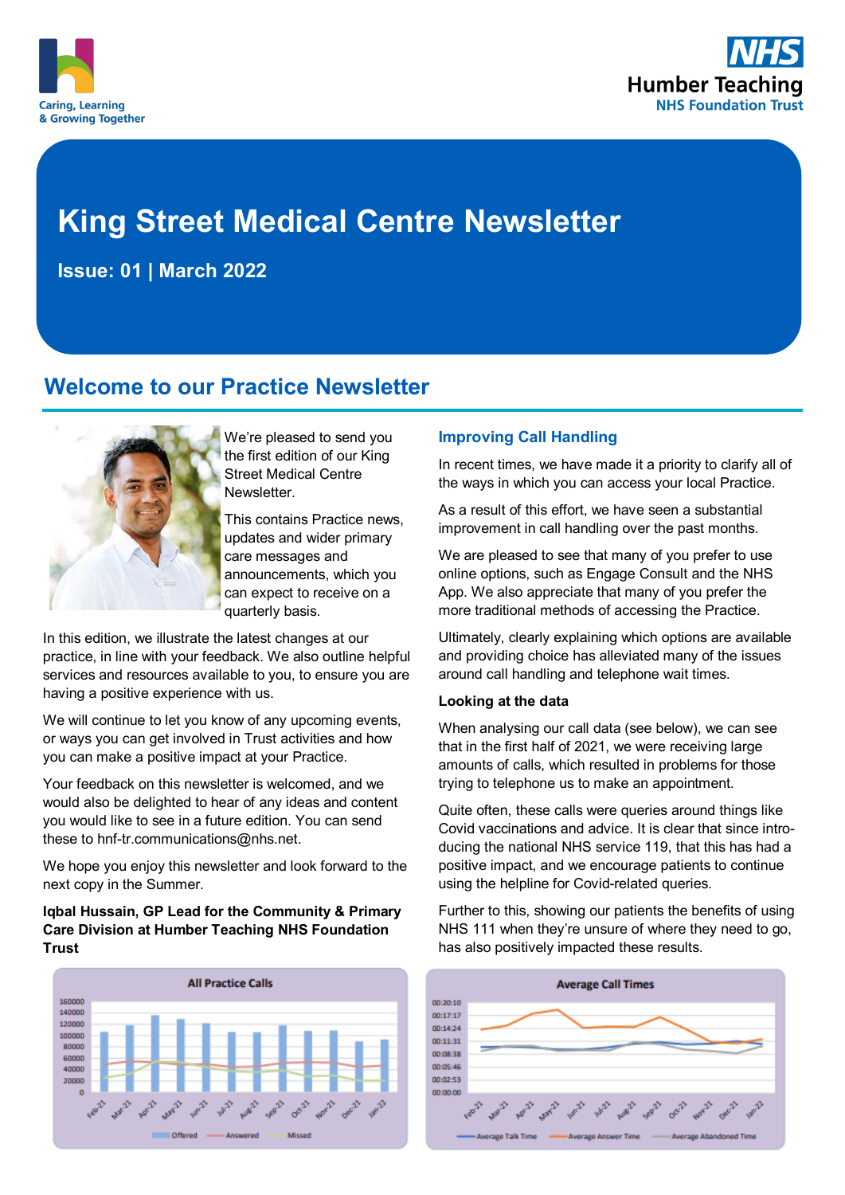Caring, Learning & Growing Together

NHS Humber Teaching NHS Foundation Trust

# King Street Medical Centre Newsletter

**Issue: 01 | March 2022**

## Welcome to our Practice Newsletter

We're pleased to send you the first edition of our King Street Medical Centre Newsletter.

This contains Practice news, updates and wider primary care messages and announcements, which you can expect to receive on a quarterly basis.

In this edition, we illustrate the latest changes at our practice, in line with your feedback. We also outline helpful services and resources available to you, to ensure you are having a positive experience with us.

We will continue to let you know of any upcoming events, or ways you can get involved in Trust activities and how you can make a positive impact at your Practice.

Your feedback on this newsletter is welcomed, and we would also be delighted to hear of any ideas and content you would like to see in a future edition. You can send these to hnf-tr.communications@nhs.net.

We hope you enjoy this newsletter and look forward to the next copy in the Summer.

**Iqbal Hussain, GP Lead for the Community & Primary Care Division at Humber Teaching NHS Foundation Trust**

### Improving Call Handling

In recent times, we have made it a priority to clarify all of the ways in which you can access your local Practice.

As a result of this effort, we have seen a substantial improvement in call handling over the past months.

We are pleased to see that many of you prefer to use online options, such as Engage Consult and the NHS App. We also appreciate that many of you prefer the more traditional methods of accessing the Practice.

Ultimately, clearly explaining which options are available and providing choice has alleviated many of the issues around call handling and telephone wait times.

**Looking at the data**

When analysing our call data (see below), we can see that in the first half of 2021, we were receiving large amounts of calls, which resulted in problems for those trying to telephone us to make an appointment.

Quite often, these calls were queries around things like Covid vaccinations and advice. It is clear that since introducing the national NHS service 119, that this has had a positive impact, and we encourage patients to continue using the helpline for Covid-related queries.

Further to this, showing our patients the benefits of using NHS 111 when they're unsure of where they need to go, has also positively impacted these results.

All Practice Calls

Offered / Answered / Missed (Feb-21 to Jan-22)

Average Call Times

Average Talk Time / Average Answer Time / Average Abandoned Time (Feb-21 to Jan-22)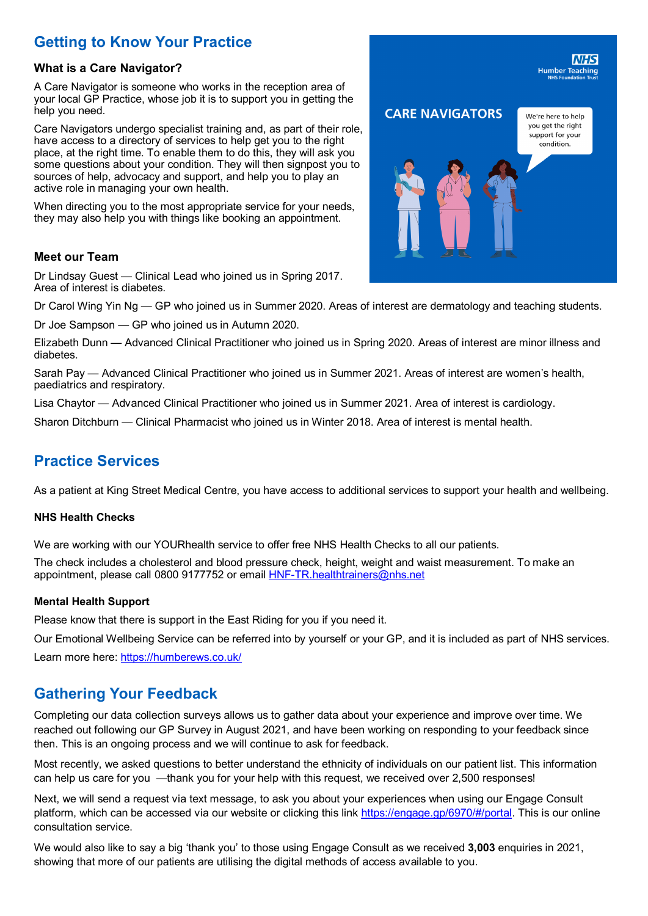## Getting to Know Your Practice

### What is a Care Navigator?

A Care Navigator is someone who works in the reception area of your local GP Practice, whose job it is to support you in getting the help you need.

Care Navigators undergo specialist training and, as part of their role, have access to a directory of services to help get you to the right place, at the right time. To enable them to do this, they will ask you some questions about your condition. They will then signpost you to sources of help, advocacy and support, and help you to play an active role in managing your own health.

When directing you to the most appropriate service for your needs, they may also help you with things like booking an appointment.

### Meet our Team

Dr Lindsay Guest — Clinical Lead who joined us in Spring 2017. Area of interest is diabetes.

Dr Carol Wing Yin Ng — GP who joined us in Summer 2020. Areas of interest are dermatology and teaching students.

Dr Joe Sampson — GP who joined us in Autumn 2020.

Elizabeth Dunn — Advanced Clinical Practitioner who joined us in Spring 2020. Areas of interest are minor illness and diabetes.

Sarah Pay — Advanced Clinical Practitioner who joined us in Summer 2021. Areas of interest are women's health, paediatrics and respiratory.

Lisa Chaytor — Advanced Clinical Practitioner who joined us in Summer 2021. Area of interest is cardiology.

Sharon Ditchburn — Clinical Pharmacist who joined us in Winter 2018. Area of interest is mental health.

## Practice Services

As a patient at King Street Medical Centre, you have access to additional services to support your health and wellbeing.

### NHS Health Checks

We are working with our YOURhealth service to offer free NHS Health Checks to all our patients.

The check includes a cholesterol and blood pressure check, height, weight and waist measurement. To make an appointment, please call 0800 9177752 or email HNF-TR.healthtrainers@nhs.net

### Mental Health Support

Please know that there is support in the East Riding for you if you need it.

Our Emotional Wellbeing Service can be referred into by yourself or your GP, and it is included as part of NHS services.

Learn more here: https://humberews.co.uk/

## Gathering Your Feedback

Completing our data collection surveys allows us to gather data about your experience and improve over time. We reached out following our GP Survey in August 2021, and have been working on responding to your feedback since then. This is an ongoing process and we will continue to ask for feedback.

Most recently, we asked questions to better understand the ethnicity of individuals on our patient list. This information can help us care for you —thank you for your help with this request, we received over 2,500 responses!

Next, we will send a request via text message, to ask you about your experiences when using our Engage Consult platform, which can be accessed via our website or clicking this link https://engage.gp/6970/#/portal. This is our online consultation service.

We would also like to say a big 'thank you' to those using Engage Consult as we received **3,003** enquiries in 2021, showing that more of our patients are utilising the digital methods of access available to you.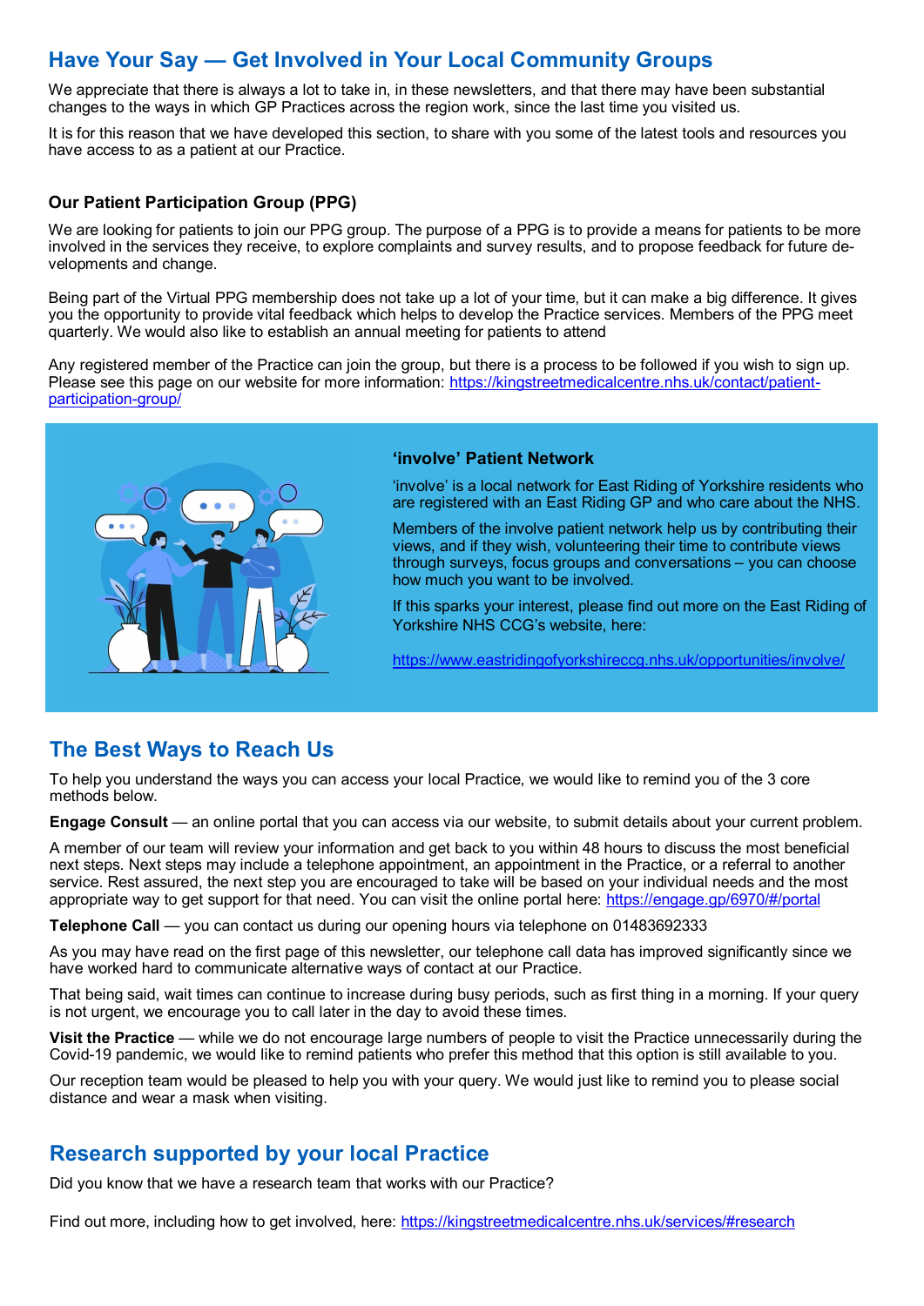## Have Your Say — Get Involved in Your Local Community Groups

We appreciate that there is always a lot to take in, in these newsletters, and that there may have been substantial changes to the ways in which GP Practices across the region work, since the last time you visited us.

It is for this reason that we have developed this section, to share with you some of the latest tools and resources you have access to as a patient at our Practice.

### Our Patient Participation Group (PPG)

We are looking for patients to join our PPG group. The purpose of a PPG is to provide a means for patients to be more involved in the services they receive, to explore complaints and survey results, and to propose feedback for future developments and change.

Being part of the Virtual PPG membership does not take up a lot of your time, but it can make a big difference. It gives you the opportunity to provide vital feedback which helps to develop the Practice services. Members of the PPG meet quarterly. We would also like to establish an annual meeting for patients to attend

Any registered member of the Practice can join the group, but there is a process to be followed if you wish to sign up. Please see this page on our website for more information: https://kingstreetmedicalcentre.nhs.uk/contact/patient-participation-group/

### 'involve' Patient Network

'involve' is a local network for East Riding of Yorkshire residents who are registered with an East Riding GP and who care about the NHS.

Members of the involve patient network help us by contributing their views, and if they wish, volunteering their time to contribute views through surveys, focus groups and conversations – you can choose how much you want to be involved.

If this sparks your interest, please find out more on the East Riding of Yorkshire NHS CCG's website, here:

https://www.eastridingofyorkshireccg.nhs.uk/opportunities/involve/

## The Best Ways to Reach Us

To help you understand the ways you can access your local Practice, we would like to remind you of the 3 core methods below.

**Engage Consult** — an online portal that you can access via our website, to submit details about your current problem.

A member of our team will review your information and get back to you within 48 hours to discuss the most beneficial next steps. Next steps may include a telephone appointment, an appointment in the Practice, or a referral to another service. Rest assured, the next step you are encouraged to take will be based on your individual needs and the most appropriate way to get support for that need. You can visit the online portal here: https://engage.gp/6970/#/portal

**Telephone Call** — you can contact us during our opening hours via telephone on 01483692333

As you may have read on the first page of this newsletter, our telephone call data has improved significantly since we have worked hard to communicate alternative ways of contact at our Practice.

That being said, wait times can continue to increase during busy periods, such as first thing in a morning. If your query is not urgent, we encourage you to call later in the day to avoid these times.

**Visit the Practice** — while we do not encourage large numbers of people to visit the Practice unnecessarily during the Covid-19 pandemic, we would like to remind patients who prefer this method that this option is still available to you.

Our reception team would be pleased to help you with your query. We would just like to remind you to please social distance and wear a mask when visiting.

## Research supported by your local Practice

Did you know that we have a research team that works with our Practice?

Find out more, including how to get involved, here: https://kingstreetmedicalcentre.nhs.uk/services/#research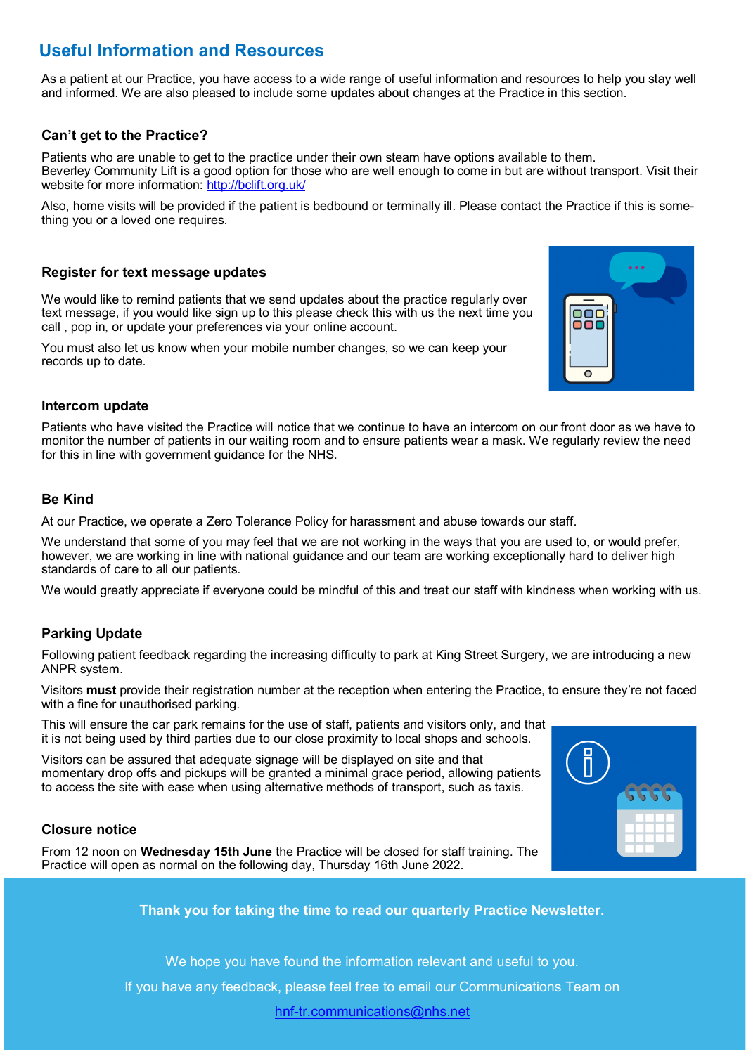## Useful Information and Resources

As a patient at our Practice, you have access to a wide range of useful information and resources to help you stay well and informed. We are also pleased to include some updates about changes at the Practice in this section.

### Can't get to the Practice?

Patients who are unable to get to the practice under their own steam have options available to them.
Beverley Community Lift is a good option for those who are well enough to come in but are without transport. Visit their website for more information: [http://bclift.org.uk/](http://bclift.org.uk/)

Also, home visits will be provided if the patient is bedbound or terminally ill. Please contact the Practice if this is something you or a loved one requires.

### Register for text message updates

We would like to remind patients that we send updates about the practice regularly over text message, if you would like sign up to this please check this with us the next time you call , pop in, or update your preferences via your online account.

You must also let us know when your mobile number changes, so we can keep your records up to date.

### Intercom update

Patients who have visited the Practice will notice that we continue to have an intercom on our front door as we have to monitor the number of patients in our waiting room and to ensure patients wear a mask. We regularly review the need for this in line with government guidance for the NHS.

### Be Kind

At our Practice, we operate a Zero Tolerance Policy for harassment and abuse towards our staff.

We understand that some of you may feel that we are not working in the ways that you are used to, or would prefer, however, we are working in line with national guidance and our team are working exceptionally hard to deliver high standards of care to all our patients.

We would greatly appreciate if everyone could be mindful of this and treat our staff with kindness when working with us.

### Parking Update

Following patient feedback regarding the increasing difficulty to park at King Street Surgery, we are introducing a new ANPR system.

Visitors **must** provide their registration number at the reception when entering the Practice, to ensure they're not faced with a fine for unauthorised parking.

This will ensure the car park remains for the use of staff, patients and visitors only, and that it is not being used by third parties due to our close proximity to local shops and schools.

Visitors can be assured that adequate signage will be displayed on site and that momentary drop offs and pickups will be granted a minimal grace period, allowing patients to access the site with ease when using alternative methods of transport, such as taxis.

### Closure notice

From 12 noon on **Wednesday 15th June** the Practice will be closed for staff training. The Practice will open as normal on the following day, Thursday 16th June 2022.

**Thank you for taking the time to read our quarterly Practice Newsletter.**

We hope you have found the information relevant and useful to you.

If you have any feedback, please feel free to email our Communications Team on

[hnf-tr.communications@nhs.net](mailto:hnf-tr.communications@nhs.net)